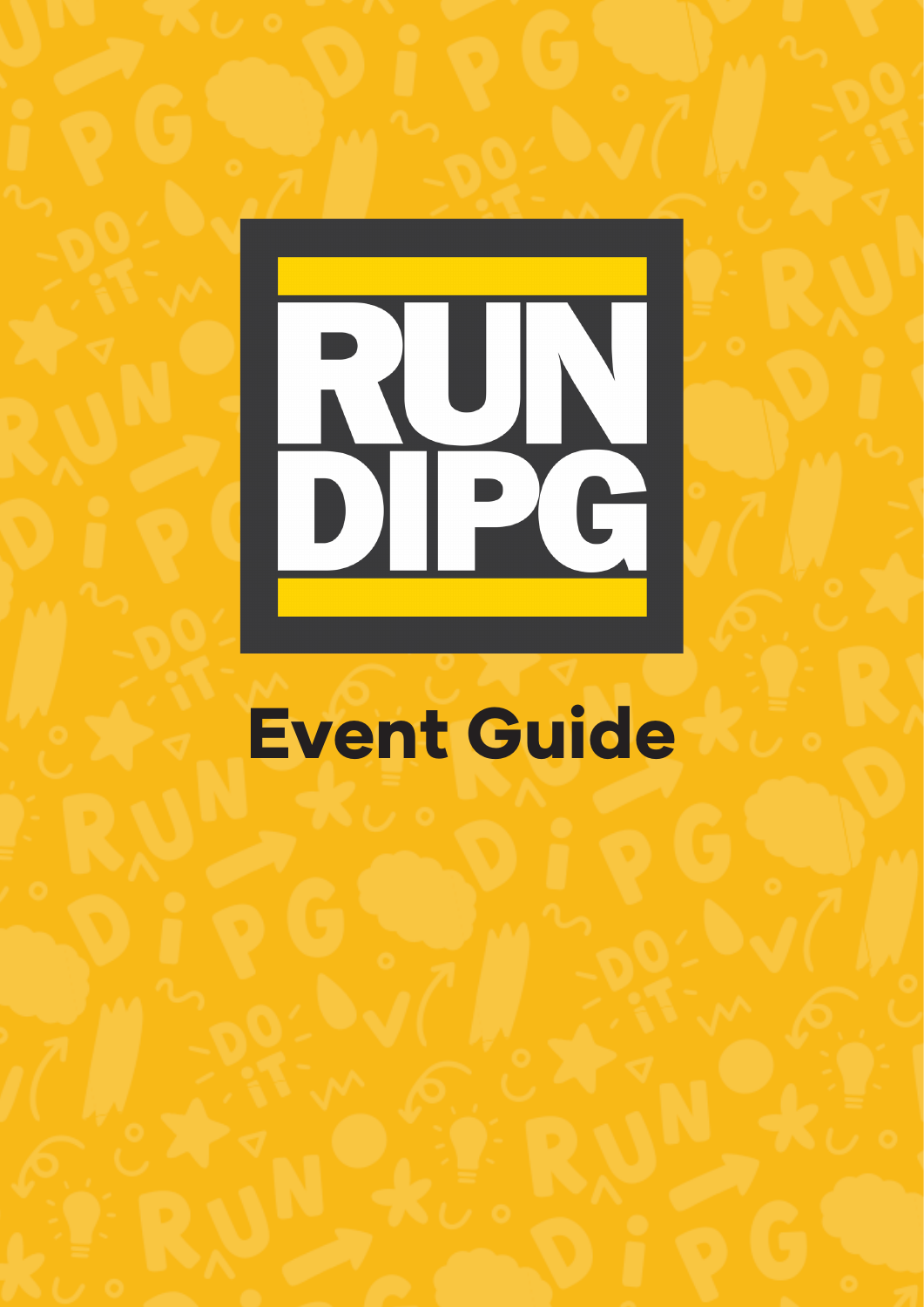# RUN DIPG

# Event Guide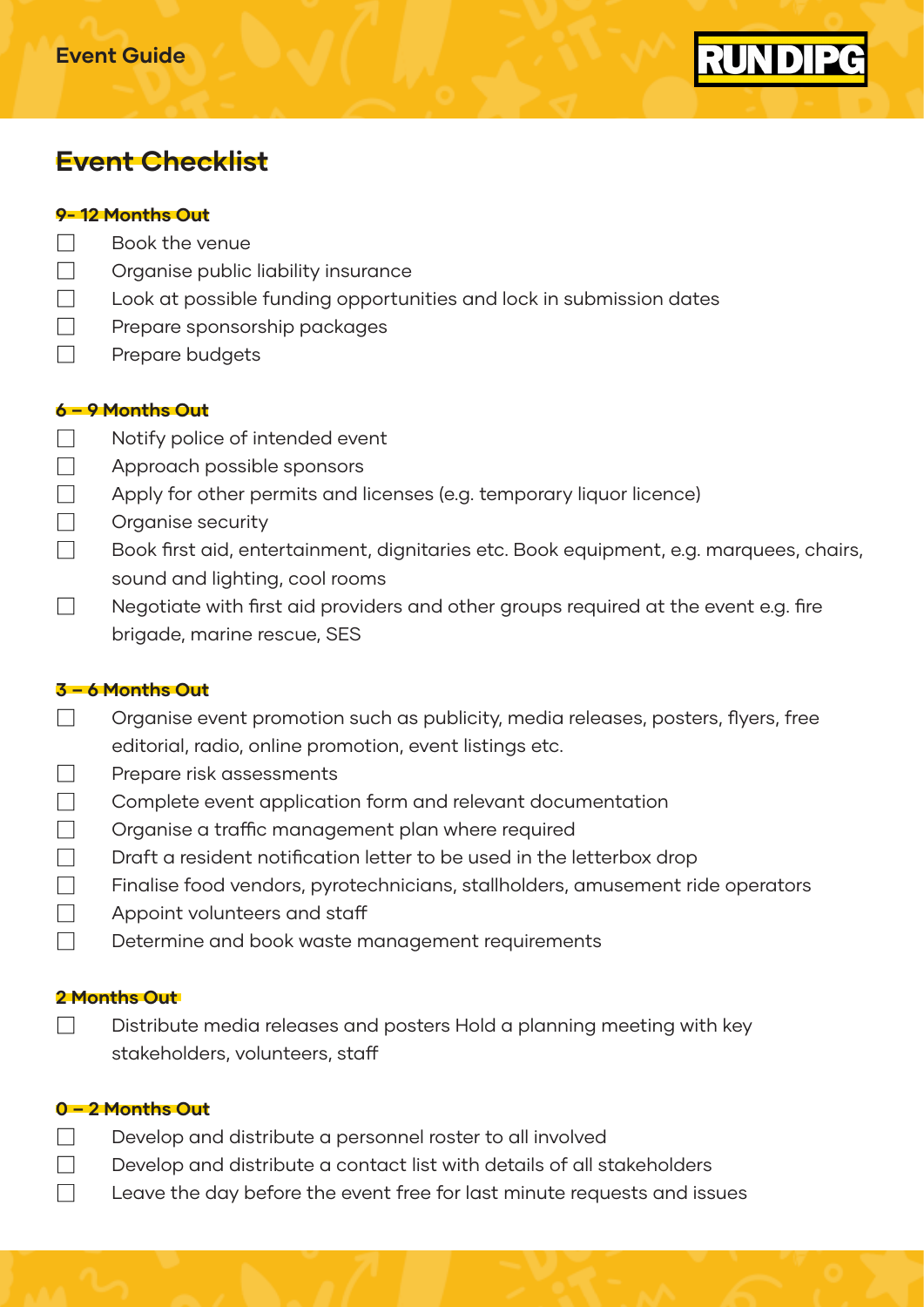# Event Checklist

### 9- 12 Months Out

- [ ] Book the venue
- [ ] Organise public liability insurance
- [ ] Look at possible funding opportunities and lock in submission dates
- [ ] Prepare sponsorship packages
- [ ] Prepare budgets

### 6 – 9 Months Out

- [ ] Notify police of intended event
- [ ] Approach possible sponsors
- [ ] Apply for other permits and licenses (e.g. temporary liquor licence)
- [ ] Organise security
- [ ] Book first aid, entertainment, dignitaries etc. Book equipment, e.g. marquees, chairs, sound and lighting, cool rooms
- [ ] Negotiate with first aid providers and other groups required at the event e.g. fire brigade, marine rescue, SES

### 3 – 6 Months Out

- [ ] Organise event promotion such as publicity, media releases, posters, flyers, free editorial, radio, online promotion, event listings etc.
- [ ] Prepare risk assessments
- [ ] Complete event application form and relevant documentation
- [ ] Organise a traffic management plan where required
- [ ] Draft a resident notification letter to be used in the letterbox drop
- [ ] Finalise food vendors, pyrotechnicians, stallholders, amusement ride operators
- [ ] Appoint volunteers and staff
- [ ] Determine and book waste management requirements

### 2 Months Out

- [ ] Distribute media releases and posters Hold a planning meeting with key stakeholders, volunteers, staff

### 0 – 2 Months Out

- [ ] Develop and distribute a personnel roster to all involved
- [ ] Develop and distribute a contact list with details of all stakeholders
- [ ] Leave the day before the event free for last minute requests and issues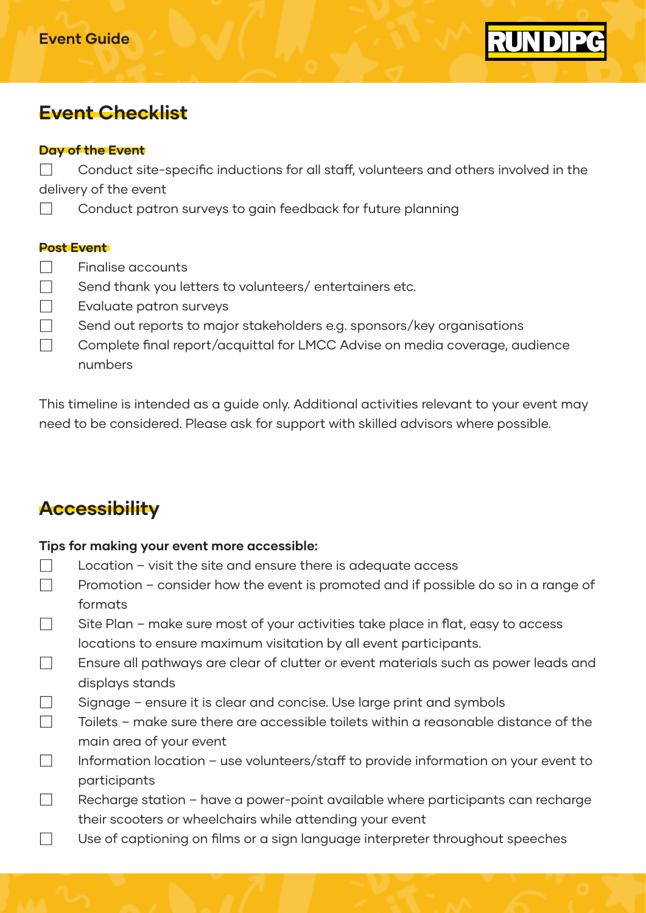## Event Checklist

### Day of the Event

- [ ] Conduct site-specific inductions for all staff, volunteers and others involved in the delivery of the event
- [ ] Conduct patron surveys to gain feedback for future planning

### Post Event

- [ ] Finalise accounts
- [ ] Send thank you letters to volunteers/ entertainers etc.
- [ ] Evaluate patron surveys
- [ ] Send out reports to major stakeholders e.g. sponsors/key organisations
- [ ] Complete final report/acquittal for LMCC Advise on media coverage, audience numbers

This timeline is intended as a guide only. Additional activities relevant to your event may need to be considered. Please ask for support with skilled advisors where possible.

## Accessibility

**Tips for making your event more accessible:**

- [ ] Location – visit the site and ensure there is adequate access
- [ ] Promotion – consider how the event is promoted and if possible do so in a range of formats
- [ ] Site Plan – make sure most of your activities take place in flat, easy to access locations to ensure maximum visitation by all event participants.
- [ ] Ensure all pathways are clear of clutter or event materials such as power leads and displays stands
- [ ] Signage – ensure it is clear and concise. Use large print and symbols
- [ ] Toilets – make sure there are accessible toilets within a reasonable distance of the main area of your event
- [ ] Information location – use volunteers/staff to provide information on your event to participants
- [ ] Recharge station – have a power-point available where participants can recharge their scooters or wheelchairs while attending your event
- [ ] Use of captioning on films or a sign language interpreter throughout speeches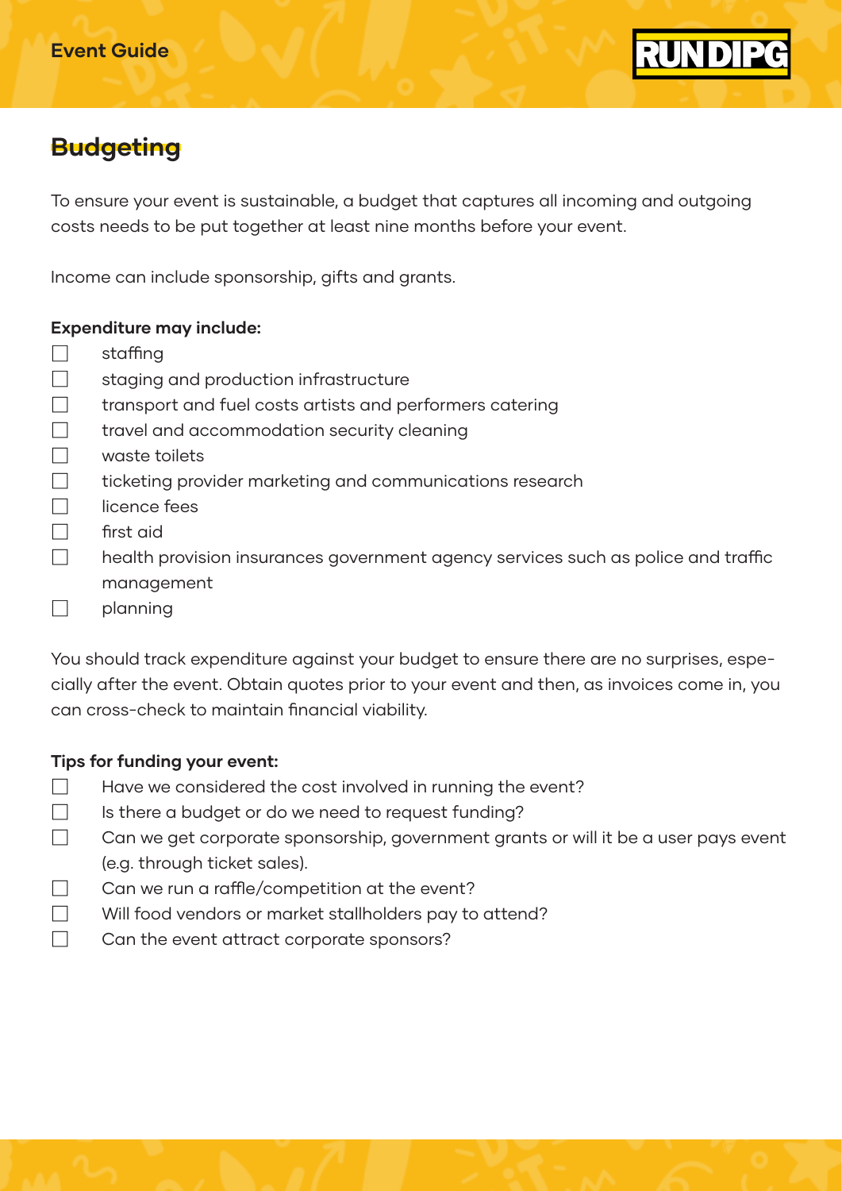## Budgeting

To ensure your event is sustainable, a budget that captures all incoming and outgoing costs needs to be put together at least nine months before your event.

Income can include sponsorship, gifts and grants.

**Expenditure may include:**

- ☐ staffing
- ☐ staging and production infrastructure
- ☐ transport and fuel costs artists and performers catering
- ☐ travel and accommodation security cleaning
- ☐ waste toilets
- ☐ ticketing provider marketing and communications research
- ☐ licence fees
- ☐ first aid
- ☐ health provision insurances government agency services such as police and traffic management
- ☐ planning

You should track expenditure against your budget to ensure there are no surprises, especially after the event. Obtain quotes prior to your event and then, as invoices come in, you can cross-check to maintain financial viability.

**Tips for funding your event:**

- ☐ Have we considered the cost involved in running the event?
- ☐ Is there a budget or do we need to request funding?
- ☐ Can we get corporate sponsorship, government grants or will it be a user pays event (e.g. through ticket sales).
- ☐ Can we run a raffle/competition at the event?
- ☐ Will food vendors or market stallholders pay to attend?
- ☐ Can the event attract corporate sponsors?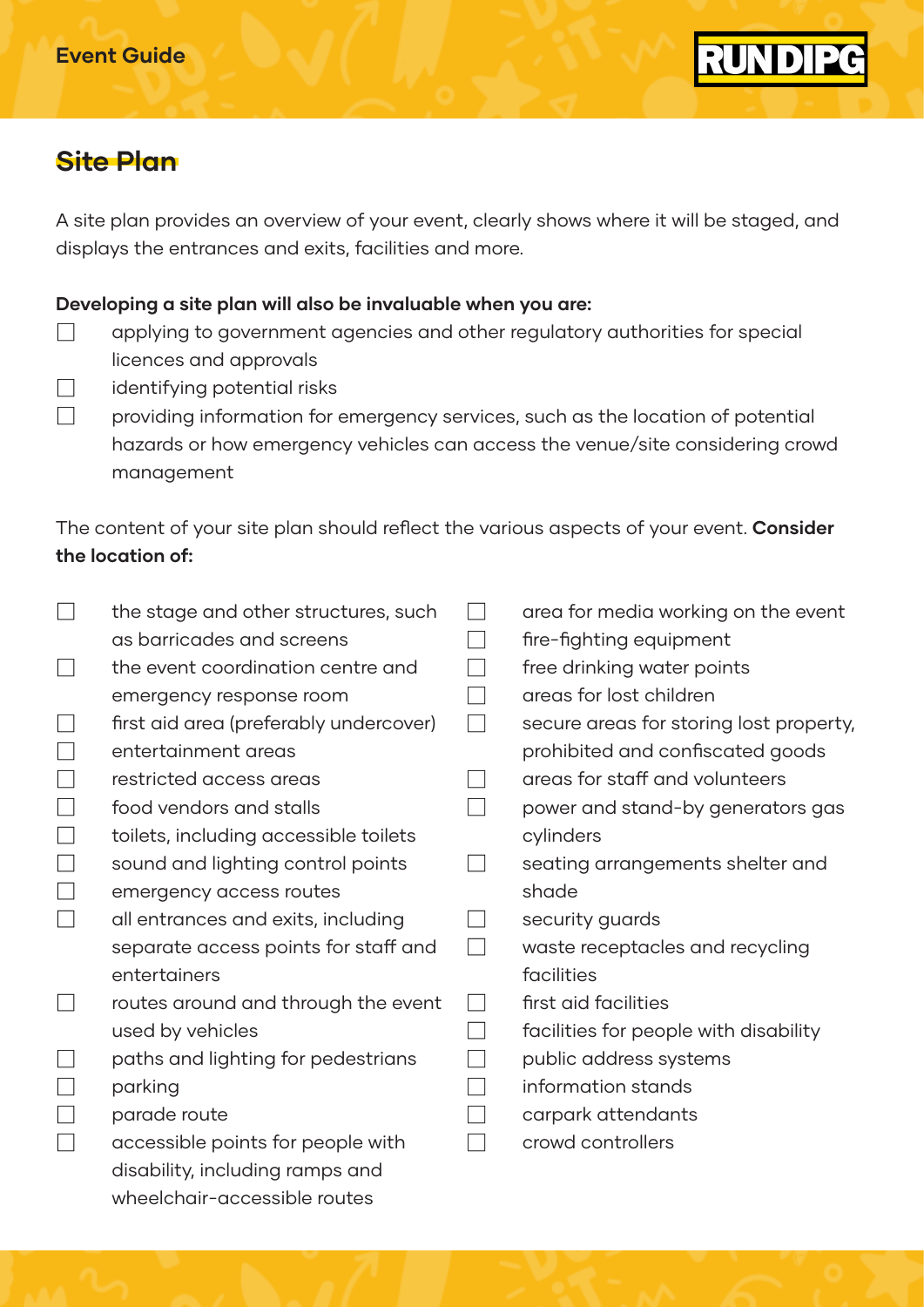## Site Plan

A site plan provides an overview of your event, clearly shows where it will be staged, and displays the entrances and exits, facilities and more.

**Developing a site plan will also be invaluable when you are:**

- ☐ applying to government agencies and other regulatory authorities for special licences and approvals
- ☐ identifying potential risks
- ☐ providing information for emergency services, such as the location of potential hazards or how emergency vehicles can access the venue/site considering crowd management

The content of your site plan should reflect the various aspects of your event. **Consider the location of:**

- ☐ the stage and other structures, such as barricades and screens
- ☐ the event coordination centre and emergency response room
- ☐ first aid area (preferably undercover)
- ☐ entertainment areas
- ☐ restricted access areas
- ☐ food vendors and stalls
- ☐ toilets, including accessible toilets
- ☐ sound and lighting control points
- ☐ emergency access routes
- ☐ all entrances and exits, including separate access points for staff and entertainers
- ☐ routes around and through the event used by vehicles
- ☐ paths and lighting for pedestrians
- ☐ parking
- ☐ parade route
- ☐ accessible points for people with disability, including ramps and wheelchair-accessible routes
- ☐ area for media working on the event
- ☐ fire-fighting equipment
- ☐ free drinking water points
- ☐ areas for lost children
- ☐ secure areas for storing lost property, prohibited and confiscated goods
- ☐ areas for staff and volunteers
- ☐ power and stand-by generators gas cylinders
- ☐ seating arrangements shelter and shade
- ☐ security guards
- ☐ waste receptacles and recycling facilities
- ☐ first aid facilities
- ☐ facilities for people with disability
- ☐ public address systems
- ☐ information stands
- ☐ carpark attendants
- ☐ crowd controllers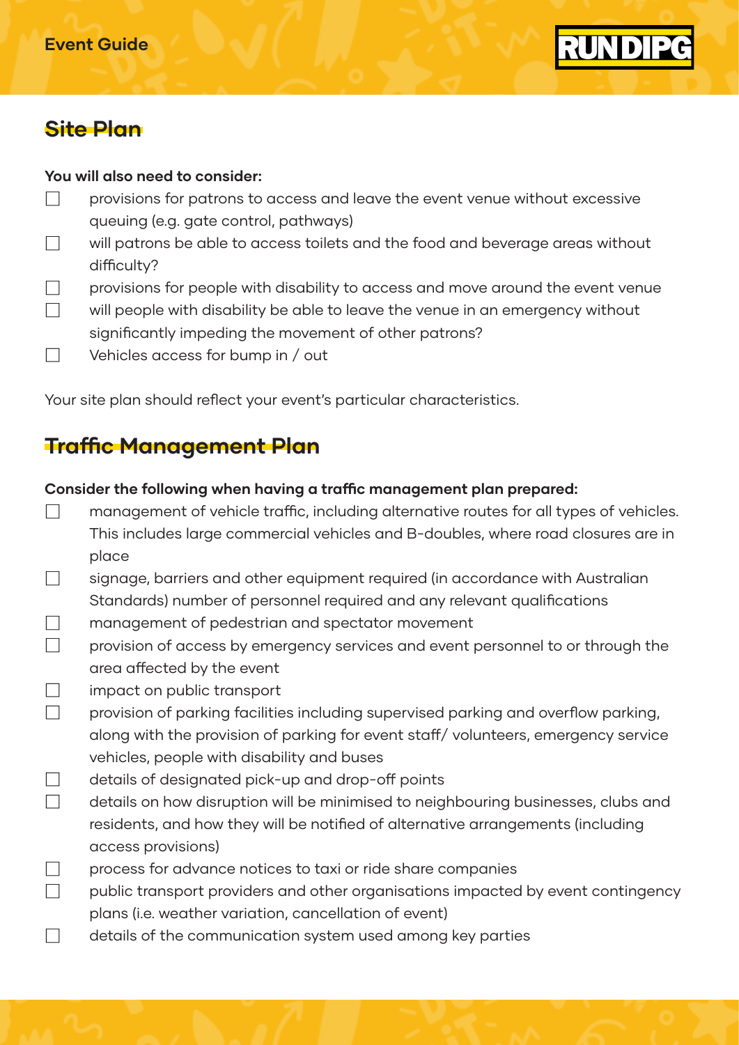## Site Plan

**You will also need to consider:**

- [ ] provisions for patrons to access and leave the event venue without excessive queuing (e.g. gate control, pathways)
- [ ] will patrons be able to access toilets and the food and beverage areas without difficulty?
- [ ] provisions for people with disability to access and move around the event venue
- [ ] will people with disability be able to leave the venue in an emergency without significantly impeding the movement of other patrons?
- [ ] Vehicles access for bump in / out

Your site plan should reflect your event's particular characteristics.

## Traffic Management Plan

**Consider the following when having a traffic management plan prepared:**

- [ ] management of vehicle traffic, including alternative routes for all types of vehicles. This includes large commercial vehicles and B-doubles, where road closures are in place
- [ ] signage, barriers and other equipment required (in accordance with Australian Standards) number of personnel required and any relevant qualifications
- [ ] management of pedestrian and spectator movement
- [ ] provision of access by emergency services and event personnel to or through the area affected by the event
- [ ] impact on public transport
- [ ] provision of parking facilities including supervised parking and overflow parking, along with the provision of parking for event staff/ volunteers, emergency service vehicles, people with disability and buses
- [ ] details of designated pick-up and drop-off points
- [ ] details on how disruption will be minimised to neighbouring businesses, clubs and residents, and how they will be notified of alternative arrangements (including access provisions)
- [ ] process for advance notices to taxi or ride share companies
- [ ] public transport providers and other organisations impacted by event contingency plans (i.e. weather variation, cancellation of event)
- [ ] details of the communication system used among key parties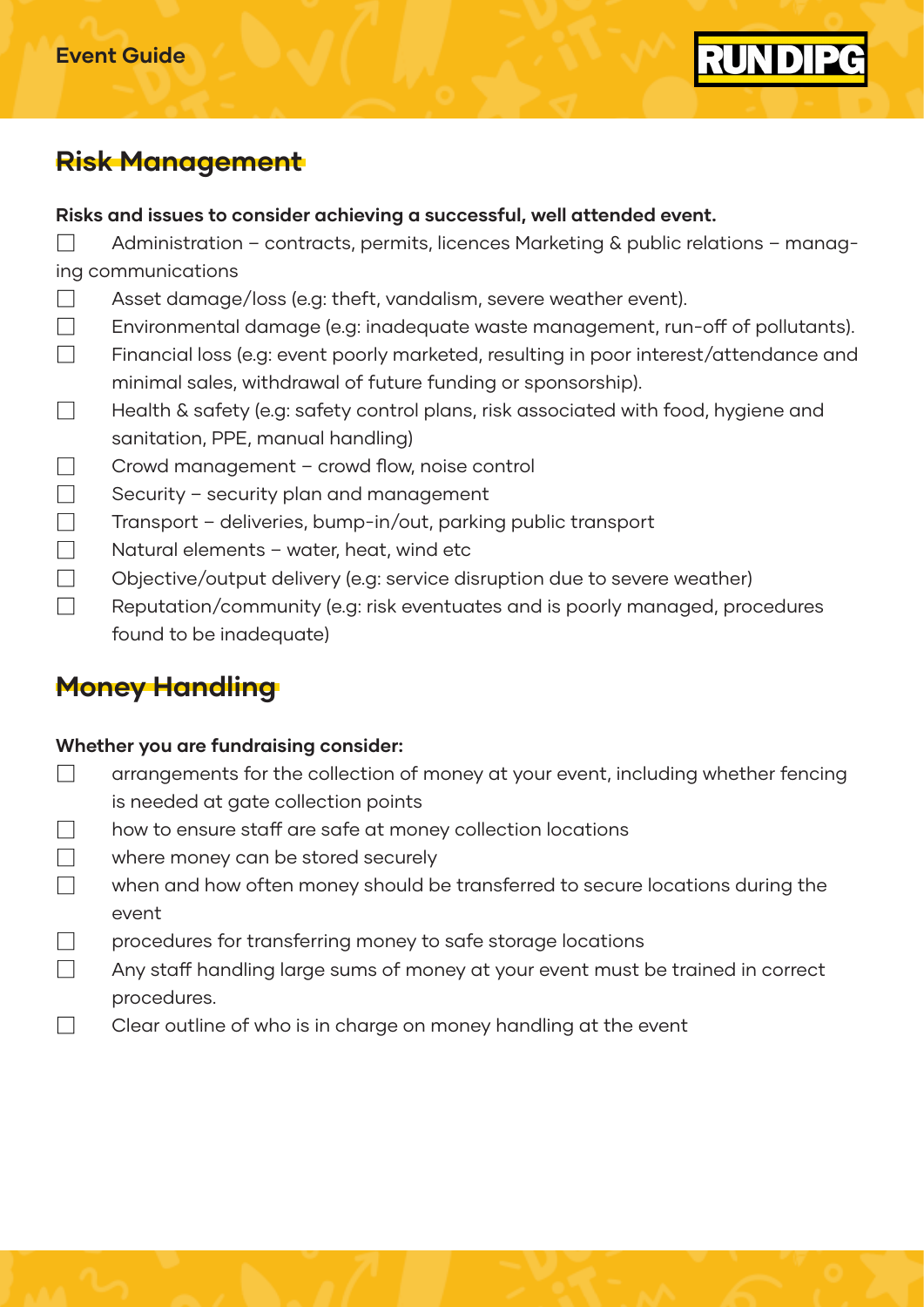## Risk Management

**Risks and issues to consider achieving a successful, well attended event.**

- [ ] Administration – contracts, permits, licences Marketing & public relations – managing communications
- [ ] Asset damage/loss (e.g: theft, vandalism, severe weather event).
- [ ] Environmental damage (e.g: inadequate waste management, run-off of pollutants).
- [ ] Financial loss (e.g: event poorly marketed, resulting in poor interest/attendance and minimal sales, withdrawal of future funding or sponsorship).
- [ ] Health & safety (e.g: safety control plans, risk associated with food, hygiene and sanitation, PPE, manual handling)
- [ ] Crowd management – crowd flow, noise control
- [ ] Security – security plan and management
- [ ] Transport – deliveries, bump-in/out, parking public transport
- [ ] Natural elements – water, heat, wind etc
- [ ] Objective/output delivery (e.g: service disruption due to severe weather)
- [ ] Reputation/community (e.g: risk eventuates and is poorly managed, procedures found to be inadequate)

## Money Handling

**Whether you are fundraising consider:**

- [ ] arrangements for the collection of money at your event, including whether fencing is needed at gate collection points
- [ ] how to ensure staff are safe at money collection locations
- [ ] where money can be stored securely
- [ ] when and how often money should be transferred to secure locations during the event
- [ ] procedures for transferring money to safe storage locations
- [ ] Any staff handling large sums of money at your event must be trained in correct procedures.
- [ ] Clear outline of who is in charge on money handling at the event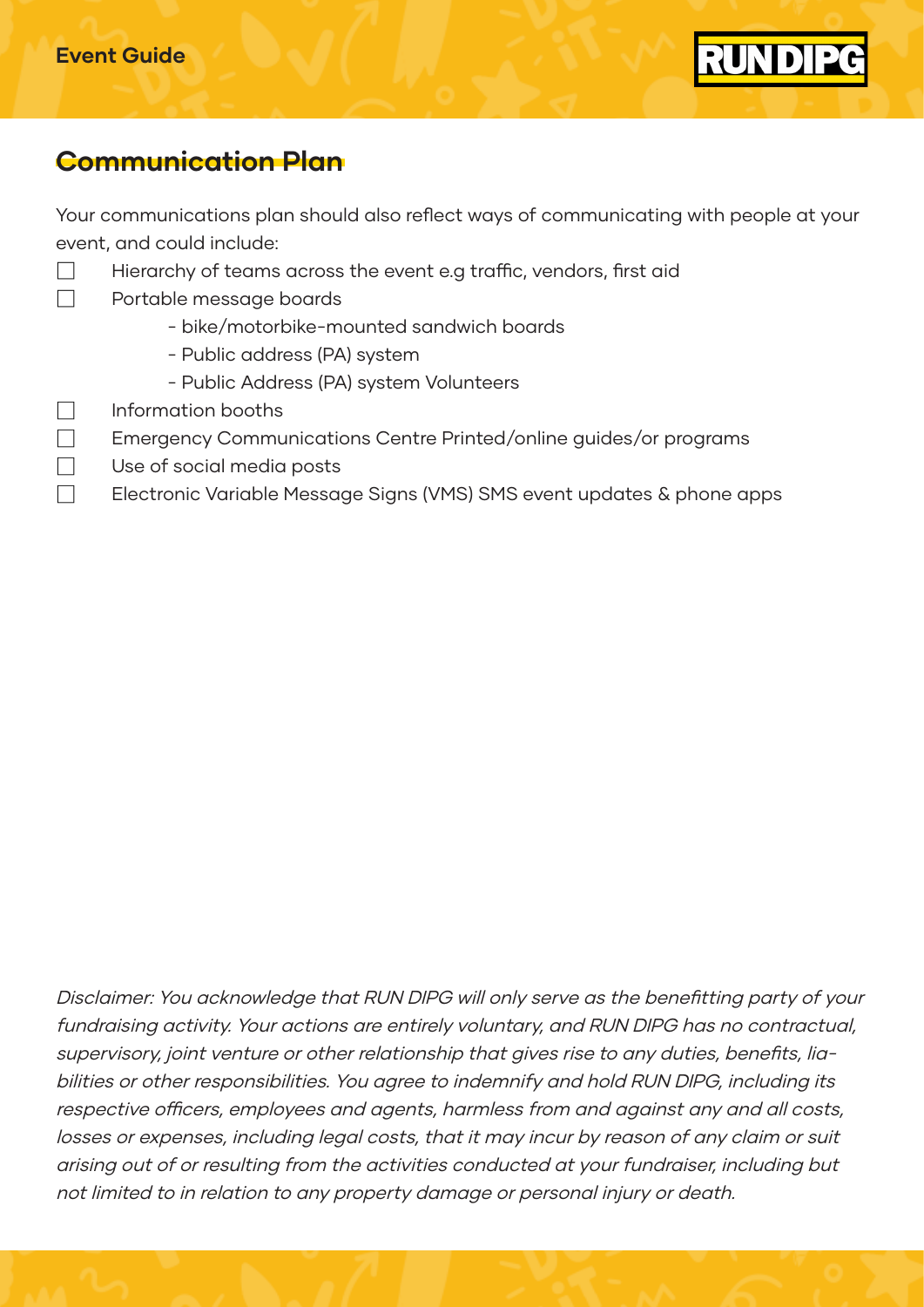## Communication Plan

Your communications plan should also reflect ways of communicating with people at your event, and could include:

- [ ] Hierarchy of teams across the event e.g traffic, vendors, first aid
- [ ] Portable message boards
    - bike/motorbike-mounted sandwich boards
    - Public address (PA) system
    - Public Address (PA) system Volunteers
- [ ] Information booths
- [ ] Emergency Communications Centre Printed/online guides/or programs
- [ ] Use of social media posts
- [ ] Electronic Variable Message Signs (VMS) SMS event updates & phone apps

*Disclaimer: You acknowledge that RUN DIPG will only serve as the benefitting party of your fundraising activity. Your actions are entirely voluntary, and RUN DIPG has no contractual, supervisory, joint venture or other relationship that gives rise to any duties, benefits, liabilities or other responsibilities. You agree to indemnify and hold RUN DIPG, including its respective officers, employees and agents, harmless from and against any and all costs, losses or expenses, including legal costs, that it may incur by reason of any claim or suit arising out of or resulting from the activities conducted at your fundraiser, including but not limited to in relation to any property damage or personal injury or death.*